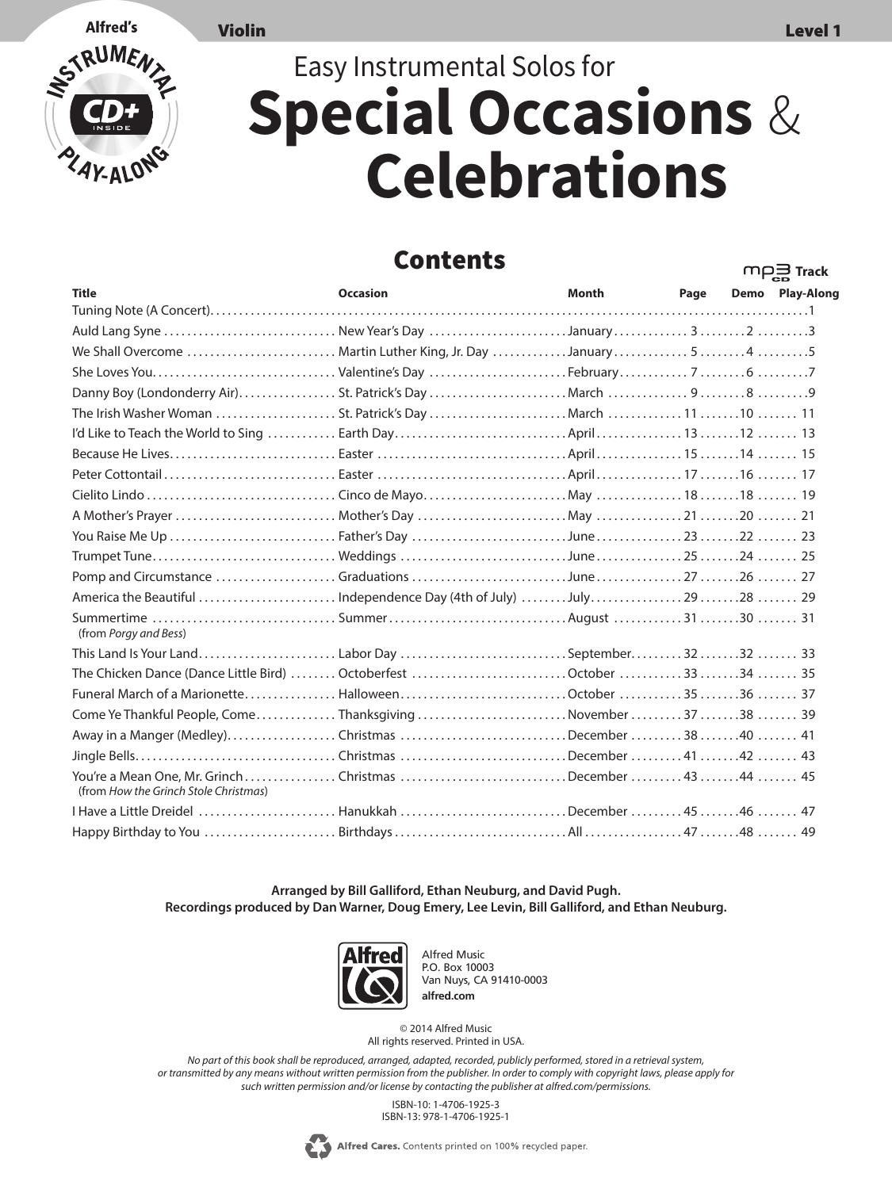Alfred's INSTRUMENTAL CD+ PLAY-ALONG

**Violin** **Level 1**

Easy Instrumental Solos for

# Special Occasions & Celebrations

## Contents

| Title | Occasion | Month | Page | MP3 CD Track Demo | MP3 CD Track Play-Along |
|---|---|---|---|---|---|
| Tuning Note (A Concert) | | | | | 1 |
| Auld Lang Syne | New Year's Day | January | 3 | 2 | 3 |
| We Shall Overcome | Martin Luther King, Jr. Day | January | 5 | 4 | 5 |
| She Loves You | Valentine's Day | February | 7 | 6 | 7 |
| Danny Boy (Londonderry Air) | St. Patrick's Day | March | 9 | 8 | 9 |
| The Irish Washer Woman | St. Patrick's Day | March | 11 | 10 | 11 |
| I'd Like to Teach the World to Sing | Earth Day | April | 13 | 12 | 13 |
| Because He Lives | Easter | April | 15 | 14 | 15 |
| Peter Cottontail | Easter | April | 17 | 16 | 17 |
| Cielito Lindo | Cinco de Mayo | May | 18 | 18 | 19 |
| A Mother's Prayer | Mother's Day | May | 21 | 20 | 21 |
| You Raise Me Up | Father's Day | June | 23 | 22 | 23 |
| Trumpet Tune | Weddings | June | 25 | 24 | 25 |
| Pomp and Circumstance | Graduations | June | 27 | 26 | 27 |
| America the Beautiful | Independence Day (4th of July) | July | 29 | 28 | 29 |
| Summertime (from *Porgy and Bess*) | Summer | August | 31 | 30 | 31 |
| This Land Is Your Land | Labor Day | September | 32 | 32 | 33 |
| The Chicken Dance (Dance Little Bird) | Octoberfest | October | 33 | 34 | 35 |
| Funeral March of a Marionette | Halloween | October | 35 | 36 | 37 |
| Come Ye Thankful People, Come | Thanksgiving | November | 37 | 38 | 39 |
| Away in a Manger (Medley) | Christmas | December | 38 | 40 | 41 |
| Jingle Bells | Christmas | December | 41 | 42 | 43 |
| You're a Mean One, Mr. Grinch (from *How the Grinch Stole Christmas*) | Christmas | December | 43 | 44 | 45 |
| I Have a Little Dreidel | Hanukkah | December | 45 | 46 | 47 |
| Happy Birthday to You | Birthdays | All | 47 | 48 | 49 |

**Arranged by Bill Galliford, Ethan Neuburg, and David Pugh.**
**Recordings produced by Dan Warner, Doug Emery, Lee Levin, Bill Galliford, and Ethan Neuburg.**

Alfred Music
P.O. Box 10003
Van Nuys, CA 91410-0003
**alfred.com**

© 2014 Alfred Music
All rights reserved. Printed in USA.

*No part of this book shall be reproduced, arranged, adapted, recorded, publicly performed, stored in a retrieval system, or transmitted by any means without written permission from the publisher. In order to comply with copyright laws, please apply for such written permission and/or license by contacting the publisher at alfred.com/permissions.*

ISBN-10: 1-4706-1925-3
ISBN-13: 978-1-4706-1925-1

**Alfred Cares.** Contents printed on 100% recycled paper.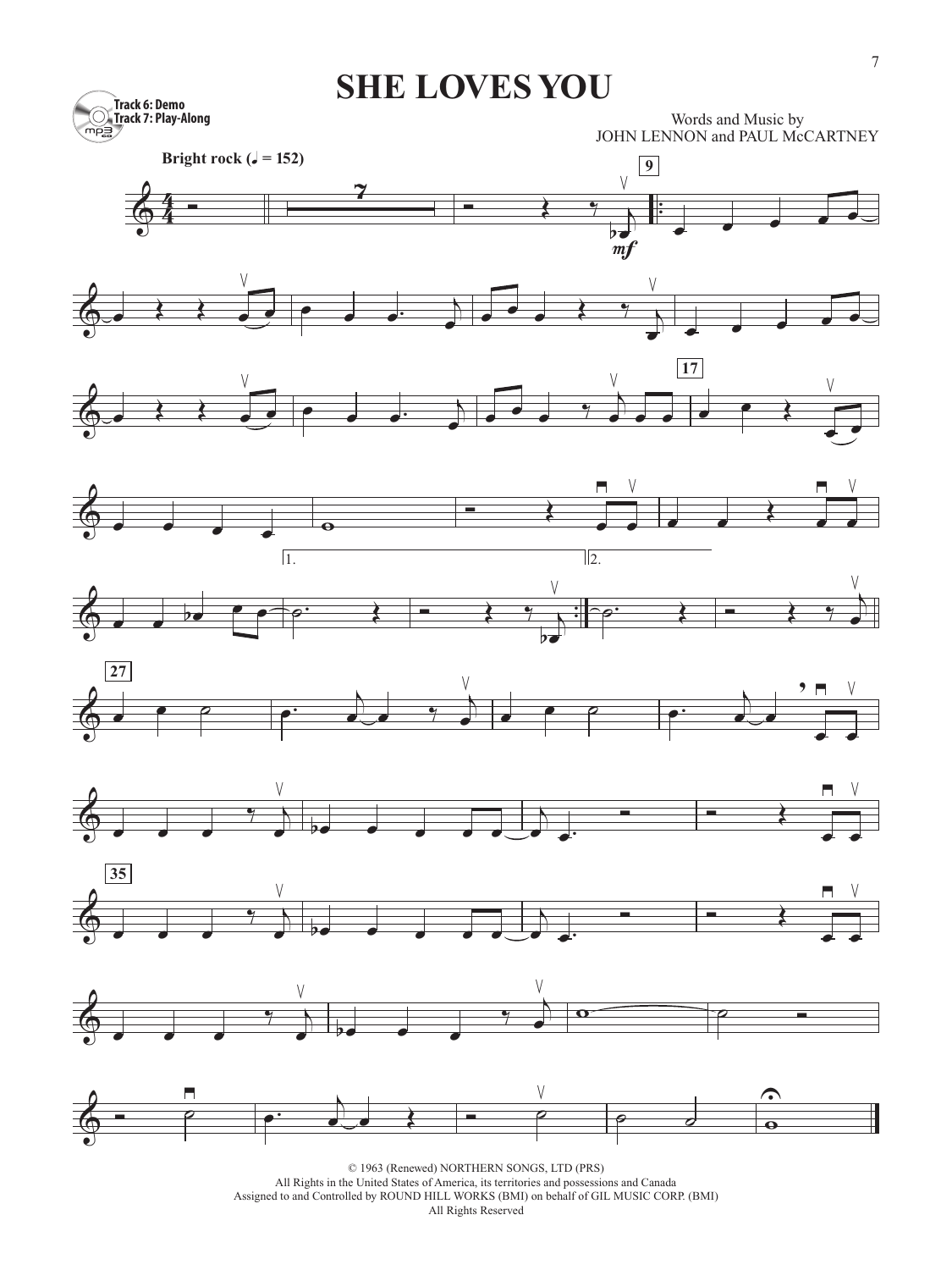# SHE LOVES YOU

Track 6: Demo
Track 7: Play-Along

Words and Music by
JOHN LENNON and PAUL McCARTNEY

**Bright rock** (♩ = 152)

© 1963 (Renewed) NORTHERN SONGS, LTD (PRS)
All Rights in the United States of America, its territories and possessions and Canada
Assigned to and Controlled by ROUND HILL WORKS (BMI) on behalf of GIL MUSIC CORP. (BMI)
All Rights Reserved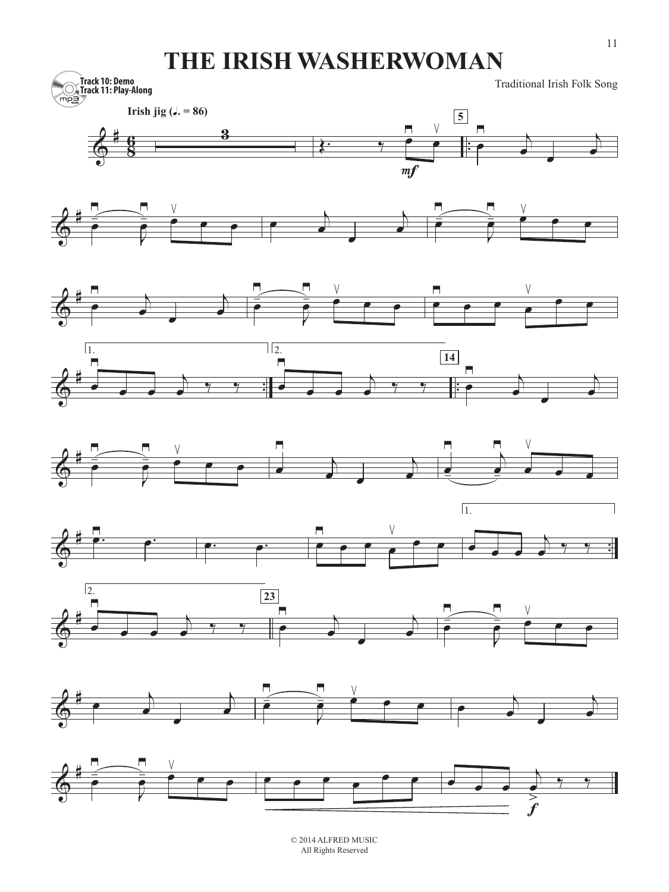# THE IRISH WASHERWOMAN

Track 10: Demo
Track 11: Play-Along

Traditional Irish Folk Song

**Irish jig (♩. = 86)**

© 2014 ALFRED MUSIC
All Rights Reserved